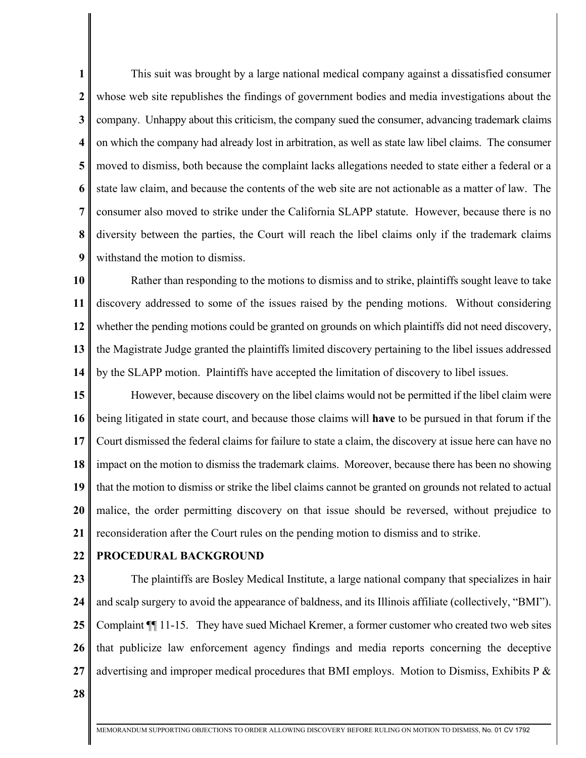This suit was brought by a large national medical company against a dissatisfied consumer whose web site republishes the findings of government bodies and media investigations about the company. Unhappy about this criticism, the company sued the consumer, advancing trademark claims on which the company had already lost in arbitration, as well as state law libel claims. The consumer moved to dismiss, both because the complaint lacks allegations needed to state either a federal or a state law claim, and because the contents of the web site are not actionable as a matter of law. The consumer also moved to strike under the California SLAPP statute. However, because there is no diversity between the parties, the Court will reach the libel claims only if the trademark claims withstand the motion to dismiss.

Rather than responding to the motions to dismiss and to strike, plaintiffs sought leave to take discovery addressed to some of the issues raised by the pending motions. Without considering whether the pending motions could be granted on grounds on which plaintiffs did not need discovery, the Magistrate Judge granted the plaintiffs limited discovery pertaining to the libel issues addressed by the SLAPP motion. Plaintiffs have accepted the limitation of discovery to libel issues.

However, because discovery on the libel claims would not be permitted if the libel claim were being litigated in state court, and because those claims will **have** to be pursued in that forum if the Court dismissed the federal claims for failure to state a claim, the discovery at issue here can have no impact on the motion to dismiss the trademark claims. Moreover, because there has been no showing that the motion to dismiss or strike the libel claims cannot be granted on grounds not related to actual malice, the order permitting discovery on that issue should be reversed, without prejudice to reconsideration after the Court rules on the pending motion to dismiss and to strike.

## PROCEDURAL BACKGROUND

The plaintiffs are Bosley Medical Institute, a large national company that specializes in hair and scalp surgery to avoid the appearance of baldness, and its Illinois affiliate (collectively, "BMI"). Complaint ¶¶ 11-15. They have sued Michael Kremer, a former customer who created two web sites that publicize law enforcement agency findings and media reports concerning the deceptive advertising and improper medical procedures that BMI employs. Motion to Dismiss, Exhibits P &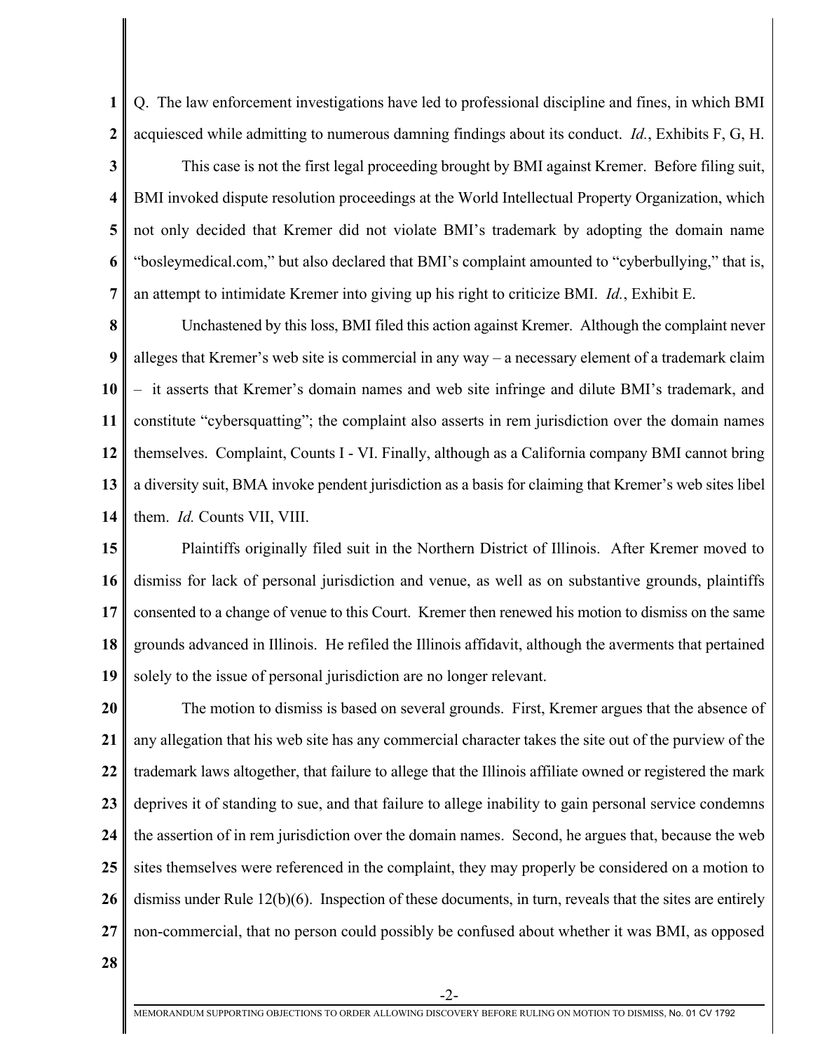Q. The law enforcement investigations have led to professional discipline and fines, in which BMI acquiesced while admitting to numerous damning findings about its conduct. *Id.*, Exhibits F, G, H.

This case is not the first legal proceeding brought by BMI against Kremer. Before filing suit, BMI invoked dispute resolution proceedings at the World Intellectual Property Organization, which not only decided that Kremer did not violate BMI's trademark by adopting the domain name "bosleymedical.com," but also declared that BMI's complaint amounted to "cyberbullying," that is, an attempt to intimidate Kremer into giving up his right to criticize BMI. *Id.*, Exhibit E.

Unchastened by this loss, BMI filed this action against Kremer. Although the complaint never alleges that Kremer's web site is commercial in any way – a necessary element of a trademark claim – it asserts that Kremer's domain names and web site infringe and dilute BMI's trademark, and constitute "cybersquatting"; the complaint also asserts in rem jurisdiction over the domain names themselves. Complaint, Counts I - VI. Finally, although as a California company BMI cannot bring a diversity suit, BMA invoke pendent jurisdiction as a basis for claiming that Kremer's web sites libel them. *Id.* Counts VII, VIII.

Plaintiffs originally filed suit in the Northern District of Illinois. After Kremer moved to dismiss for lack of personal jurisdiction and venue, as well as on substantive grounds, plaintiffs consented to a change of venue to this Court. Kremer then renewed his motion to dismiss on the same grounds advanced in Illinois. He refiled the Illinois affidavit, although the averments that pertained solely to the issue of personal jurisdiction are no longer relevant.

The motion to dismiss is based on several grounds. First, Kremer argues that the absence of any allegation that his web site has any commercial character takes the site out of the purview of the trademark laws altogether, that failure to allege that the Illinois affiliate owned or registered the mark deprives it of standing to sue, and that failure to allege inability to gain personal service condemns the assertion of in rem jurisdiction over the domain names. Second, he argues that, because the web sites themselves were referenced in the complaint, they may properly be considered on a motion to dismiss under Rule 12(b)(6). Inspection of these documents, in turn, reveals that the sites are entirely non-commercial, that no person could possibly be confused about whether it was BMI, as opposed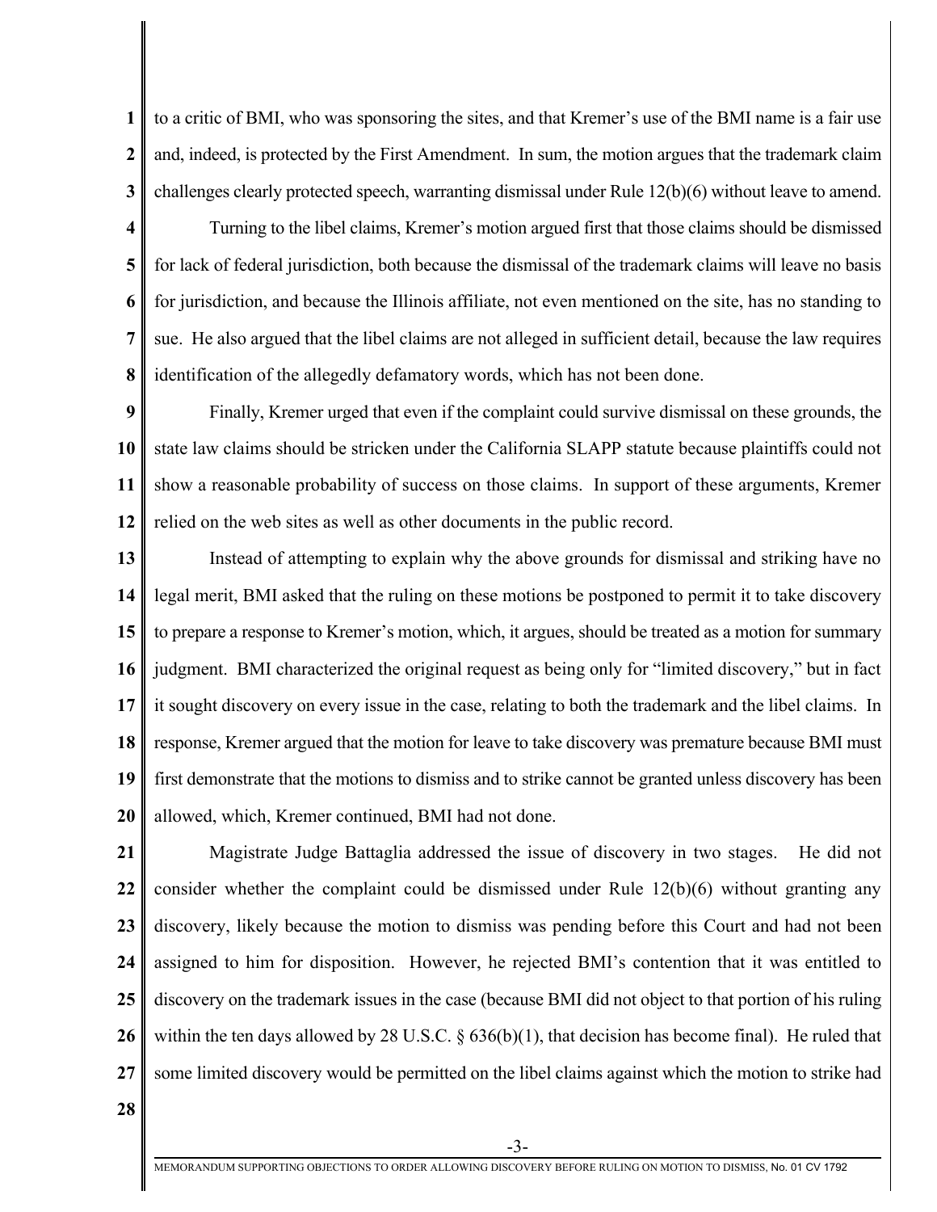to a critic of BMI, who was sponsoring the sites, and that Kremer's use of the BMI name is a fair use and, indeed, is protected by the First Amendment. In sum, the motion argues that the trademark claim challenges clearly protected speech, warranting dismissal under Rule 12(b)(6) without leave to amend.

Turning to the libel claims, Kremer's motion argued first that those claims should be dismissed for lack of federal jurisdiction, both because the dismissal of the trademark claims will leave no basis for jurisdiction, and because the Illinois affiliate, not even mentioned on the site, has no standing to sue. He also argued that the libel claims are not alleged in sufficient detail, because the law requires identification of the allegedly defamatory words, which has not been done.

Finally, Kremer urged that even if the complaint could survive dismissal on these grounds, the state law claims should be stricken under the California SLAPP statute because plaintiffs could not show a reasonable probability of success on those claims. In support of these arguments, Kremer relied on the web sites as well as other documents in the public record.

Instead of attempting to explain why the above grounds for dismissal and striking have no legal merit, BMI asked that the ruling on these motions be postponed to permit it to take discovery to prepare a response to Kremer's motion, which, it argues, should be treated as a motion for summary judgment. BMI characterized the original request as being only for "limited discovery," but in fact it sought discovery on every issue in the case, relating to both the trademark and the libel claims. In response, Kremer argued that the motion for leave to take discovery was premature because BMI must first demonstrate that the motions to dismiss and to strike cannot be granted unless discovery has been allowed, which, Kremer continued, BMI had not done.

Magistrate Judge Battaglia addressed the issue of discovery in two stages. He did not consider whether the complaint could be dismissed under Rule 12(b)(6) without granting any discovery, likely because the motion to dismiss was pending before this Court and had not been assigned to him for disposition. However, he rejected BMI's contention that it was entitled to discovery on the trademark issues in the case (because BMI did not object to that portion of his ruling within the ten days allowed by 28 U.S.C. § 636(b)(1), that decision has become final). He ruled that some limited discovery would be permitted on the libel claims against which the motion to strike had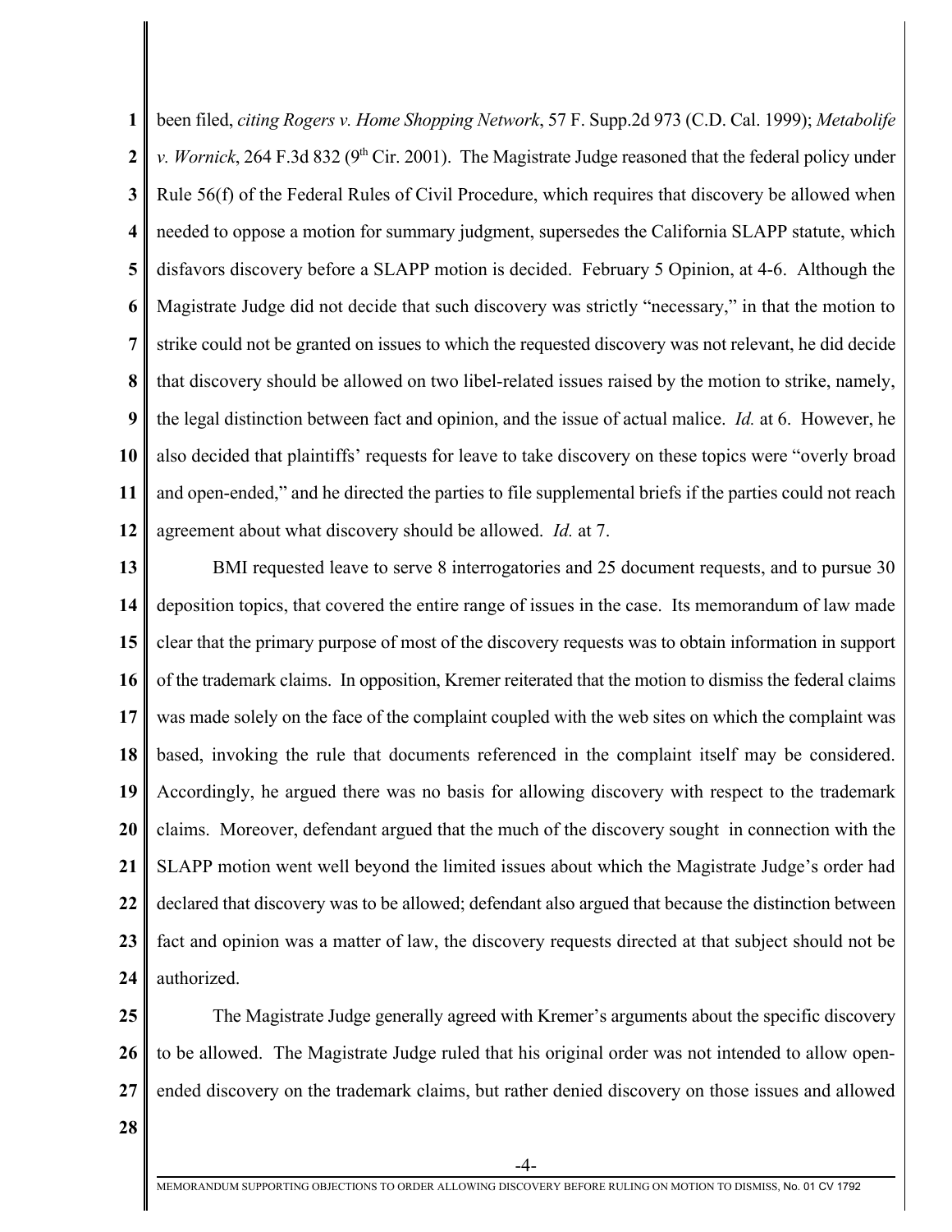been filed, *citing Rogers v. Home Shopping Network*, 57 F. Supp.2d 973 (C.D. Cal. 1999); *Metabolife v. Wornick*, 264 F.3d 832 (9th Cir. 2001). The Magistrate Judge reasoned that the federal policy under Rule 56(f) of the Federal Rules of Civil Procedure, which requires that discovery be allowed when needed to oppose a motion for summary judgment, supersedes the California SLAPP statute, which disfavors discovery before a SLAPP motion is decided. February 5 Opinion, at 4-6. Although the Magistrate Judge did not decide that such discovery was strictly "necessary," in that the motion to strike could not be granted on issues to which the requested discovery was not relevant, he did decide that discovery should be allowed on two libel-related issues raised by the motion to strike, namely, the legal distinction between fact and opinion, and the issue of actual malice. *Id.* at 6. However, he also decided that plaintiffs' requests for leave to take discovery on these topics were "overly broad and open-ended," and he directed the parties to file supplemental briefs if the parties could not reach agreement about what discovery should be allowed. *Id.* at 7.

BMI requested leave to serve 8 interrogatories and 25 document requests, and to pursue 30 deposition topics, that covered the entire range of issues in the case. Its memorandum of law made clear that the primary purpose of most of the discovery requests was to obtain information in support of the trademark claims. In opposition, Kremer reiterated that the motion to dismiss the federal claims was made solely on the face of the complaint coupled with the web sites on which the complaint was based, invoking the rule that documents referenced in the complaint itself may be considered. Accordingly, he argued there was no basis for allowing discovery with respect to the trademark claims. Moreover, defendant argued that the much of the discovery sought in connection with the SLAPP motion went well beyond the limited issues about which the Magistrate Judge's order had declared that discovery was to be allowed; defendant also argued that because the distinction between fact and opinion was a matter of law, the discovery requests directed at that subject should not be authorized.

The Magistrate Judge generally agreed with Kremer's arguments about the specific discovery to be allowed. The Magistrate Judge ruled that his original order was not intended to allow open-ended discovery on the trademark claims, but rather denied discovery on those issues and allowed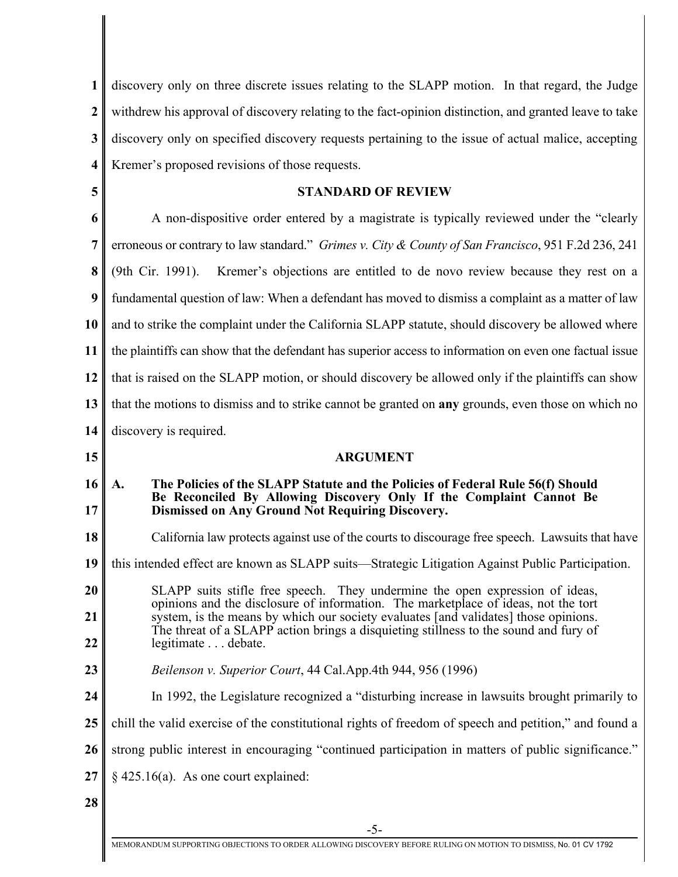discovery only on three discrete issues relating to the SLAPP motion. In that regard, the Judge withdrew his approval of discovery relating to the fact-opinion distinction, and granted leave to take discovery only on specified discovery requests pertaining to the issue of actual malice, accepting Kremer's proposed revisions of those requests.

## STANDARD OF REVIEW

A non-dispositive order entered by a magistrate is typically reviewed under the "clearly erroneous or contrary to law standard." *Grimes v. City & County of San Francisco*, 951 F.2d 236, 241 (9th Cir. 1991). Kremer's objections are entitled to de novo review because they rest on a fundamental question of law: When a defendant has moved to dismiss a complaint as a matter of law and to strike the complaint under the California SLAPP statute, should discovery be allowed where the plaintiffs can show that the defendant has superior access to information on even one factual issue that is raised on the SLAPP motion, or should discovery be allowed only if the plaintiffs can show that the motions to dismiss and to strike cannot be granted on **any** grounds, even those on which no discovery is required.

## ARGUMENT

### A. The Policies of the SLAPP Statute and the Policies of Federal Rule 56(f) Should Be Reconciled By Allowing Discovery Only If the Complaint Cannot Be Dismissed on Any Ground Not Requiring Discovery.

California law protects against use of the courts to discourage free speech. Lawsuits that have this intended effect are known as SLAPP suits—Strategic Litigation Against Public Participation.

> SLAPP suits stifle free speech. They undermine the open expression of ideas, opinions and the disclosure of information. The marketplace of ideas, not the tort system, is the means by which our society evaluates [and validates] those opinions. The threat of a SLAPP action brings a disquieting stillness to the sound and fury of legitimate . . . debate.

*Beilenson v. Superior Court*, 44 Cal.App.4th 944, 956 (1996)

In 1992, the Legislature recognized a "disturbing increase in lawsuits brought primarily to chill the valid exercise of the constitutional rights of freedom of speech and petition," and found a strong public interest in encouraging "continued participation in matters of public significance." § 425.16(a). As one court explained: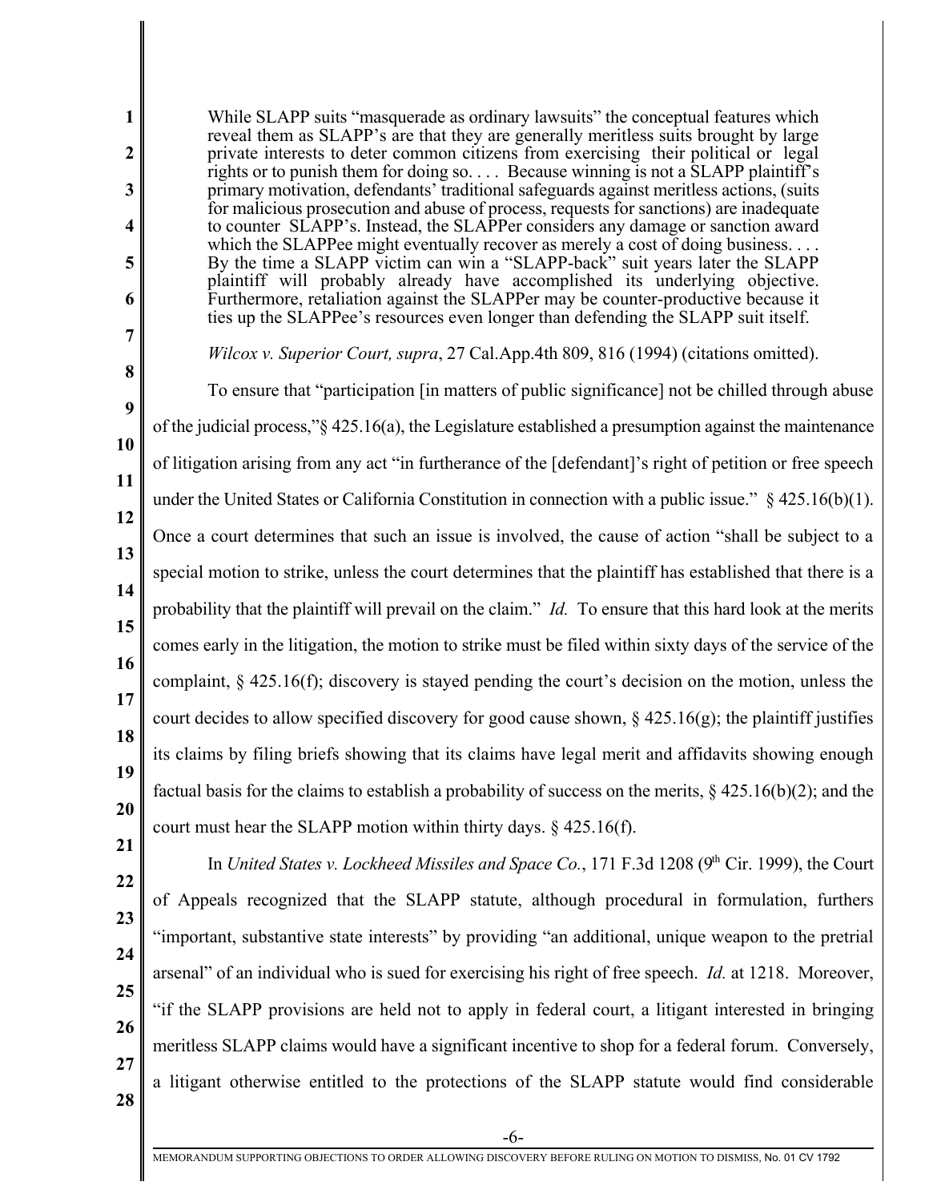> While SLAPP suits "masquerade as ordinary lawsuits" the conceptual features which reveal them as SLAPP's are that they are generally meritless suits brought by large private interests to deter common citizens from exercising their political or legal rights or to punish them for doing so. . . . Because winning is not a SLAPP plaintiff's primary motivation, defendants' traditional safeguards against meritless actions, (suits for malicious prosecution and abuse of process, requests for sanctions) are inadequate to counter SLAPP's. Instead, the SLAPPer considers any damage or sanction award which the SLAPPee might eventually recover as merely a cost of doing business. . . . By the time a SLAPP victim can win a "SLAPP-back" suit years later the SLAPP plaintiff will probably already have accomplished its underlying objective. Furthermore, retaliation against the SLAPPer may be counter-productive because it ties up the SLAPPee's resources even longer than defending the SLAPP suit itself.
>
> *Wilcox v. Superior Court, supra*, 27 Cal.App.4th 809, 816 (1994) (citations omitted).

To ensure that "participation [in matters of public significance] not be chilled through abuse of the judicial process,"§ 425.16(a), the Legislature established a presumption against the maintenance of litigation arising from any act "in furtherance of the [defendant]'s right of petition or free speech under the United States or California Constitution in connection with a public issue." § 425.16(b)(1). Once a court determines that such an issue is involved, the cause of action "shall be subject to a special motion to strike, unless the court determines that the plaintiff has established that there is a probability that the plaintiff will prevail on the claim." *Id.* To ensure that this hard look at the merits comes early in the litigation, the motion to strike must be filed within sixty days of the service of the complaint, § 425.16(f); discovery is stayed pending the court's decision on the motion, unless the court decides to allow specified discovery for good cause shown, § 425.16(g); the plaintiff justifies its claims by filing briefs showing that its claims have legal merit and affidavits showing enough factual basis for the claims to establish a probability of success on the merits, § 425.16(b)(2); and the court must hear the SLAPP motion within thirty days. § 425.16(f).

In *United States v. Lockheed Missiles and Space Co.*, 171 F.3d 1208 (9th Cir. 1999), the Court of Appeals recognized that the SLAPP statute, although procedural in formulation, furthers "important, substantive state interests" by providing "an additional, unique weapon to the pretrial arsenal" of an individual who is sued for exercising his right of free speech. *Id.* at 1218. Moreover, "if the SLAPP provisions are held not to apply in federal court, a litigant interested in bringing meritless SLAPP claims would have a significant incentive to shop for a federal forum. Conversely, a litigant otherwise entitled to the protections of the SLAPP statute would find considerable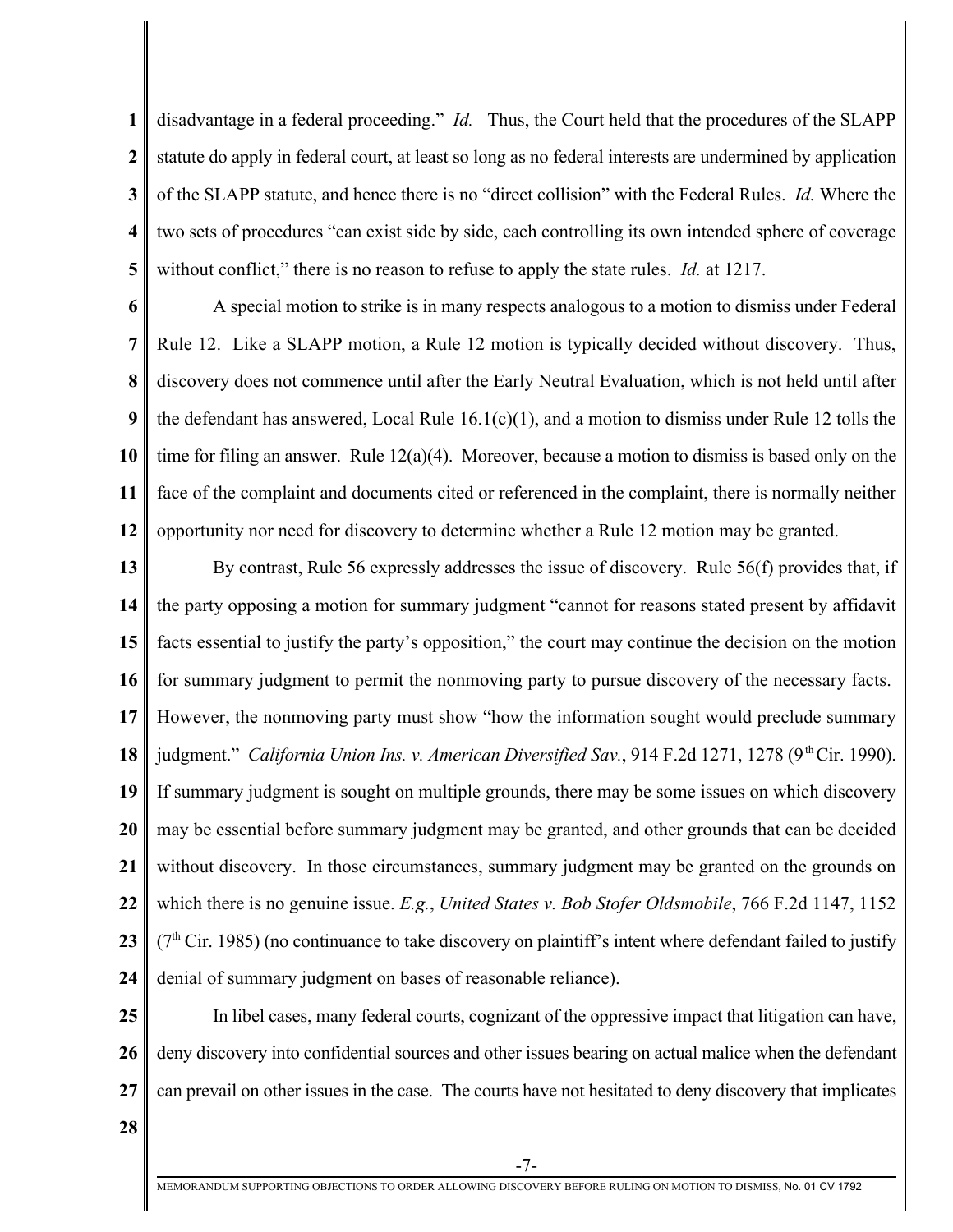disadvantage in a federal proceeding." *Id.* Thus, the Court held that the procedures of the SLAPP statute do apply in federal court, at least so long as no federal interests are undermined by application of the SLAPP statute, and hence there is no "direct collision" with the Federal Rules. *Id.* Where the two sets of procedures "can exist side by side, each controlling its own intended sphere of coverage without conflict," there is no reason to refuse to apply the state rules. *Id.* at 1217.

A special motion to strike is in many respects analogous to a motion to dismiss under Federal Rule 12. Like a SLAPP motion, a Rule 12 motion is typically decided without discovery. Thus, discovery does not commence until after the Early Neutral Evaluation, which is not held until after the defendant has answered, Local Rule 16.1(c)(1), and a motion to dismiss under Rule 12 tolls the time for filing an answer. Rule 12(a)(4). Moreover, because a motion to dismiss is based only on the face of the complaint and documents cited or referenced in the complaint, there is normally neither opportunity nor need for discovery to determine whether a Rule 12 motion may be granted.

By contrast, Rule 56 expressly addresses the issue of discovery. Rule 56(f) provides that, if the party opposing a motion for summary judgment "cannot for reasons stated present by affidavit facts essential to justify the party's opposition," the court may continue the decision on the motion for summary judgment to permit the nonmoving party to pursue discovery of the necessary facts. However, the nonmoving party must show "how the information sought would preclude summary judgment." *California Union Ins. v. American Diversified Sav.*, 914 F.2d 1271, 1278 (9th Cir. 1990). If summary judgment is sought on multiple grounds, there may be some issues on which discovery may be essential before summary judgment may be granted, and other grounds that can be decided without discovery. In those circumstances, summary judgment may be granted on the grounds on which there is no genuine issue. *E.g.*, *United States v. Bob Stofer Oldsmobile*, 766 F.2d 1147, 1152 (7th Cir. 1985) (no continuance to take discovery on plaintiff's intent where defendant failed to justify denial of summary judgment on bases of reasonable reliance).

In libel cases, many federal courts, cognizant of the oppressive impact that litigation can have, deny discovery into confidential sources and other issues bearing on actual malice when the defendant can prevail on other issues in the case. The courts have not hesitated to deny discovery that implicates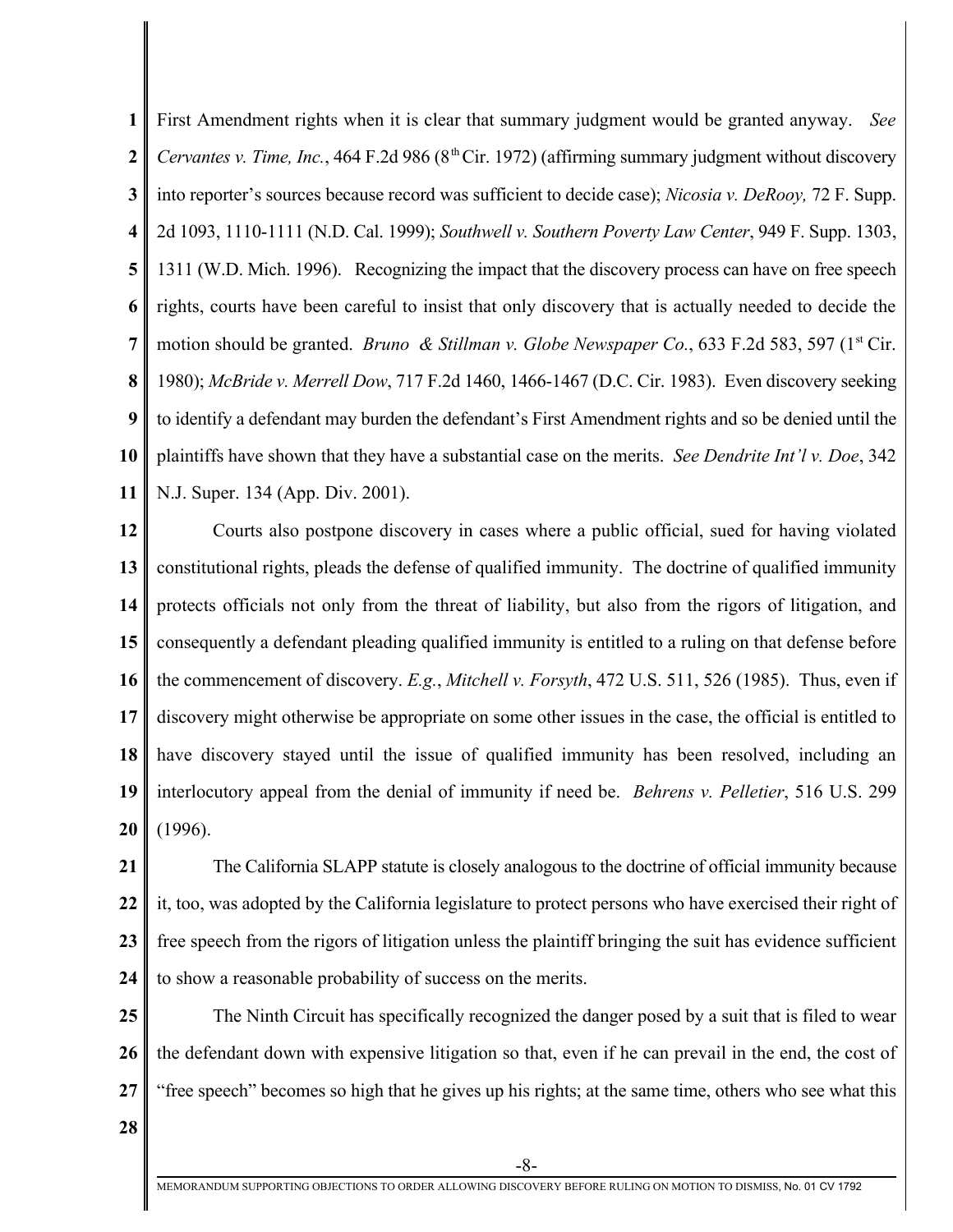First Amendment rights when it is clear that summary judgment would be granted anyway. *See Cervantes v. Time, Inc.*, 464 F.2d 986 (8th Cir. 1972) (affirming summary judgment without discovery into reporter's sources because record was sufficient to decide case); *Nicosia v. DeRooy,* 72 F. Supp. 2d 1093, 1110-1111 (N.D. Cal. 1999); *Southwell v. Southern Poverty Law Center*, 949 F. Supp. 1303, 1311 (W.D. Mich. 1996). Recognizing the impact that the discovery process can have on free speech rights, courts have been careful to insist that only discovery that is actually needed to decide the motion should be granted. *Bruno & Stillman v. Globe Newspaper Co.*, 633 F.2d 583, 597 (1st Cir. 1980); *McBride v. Merrell Dow*, 717 F.2d 1460, 1466-1467 (D.C. Cir. 1983). Even discovery seeking to identify a defendant may burden the defendant's First Amendment rights and so be denied until the plaintiffs have shown that they have a substantial case on the merits. *See Dendrite Int'l v. Doe*, 342 N.J. Super. 134 (App. Div. 2001).

Courts also postpone discovery in cases where a public official, sued for having violated constitutional rights, pleads the defense of qualified immunity. The doctrine of qualified immunity protects officials not only from the threat of liability, but also from the rigors of litigation, and consequently a defendant pleading qualified immunity is entitled to a ruling on that defense before the commencement of discovery. *E.g.*, *Mitchell v. Forsyth*, 472 U.S. 511, 526 (1985). Thus, even if discovery might otherwise be appropriate on some other issues in the case, the official is entitled to have discovery stayed until the issue of qualified immunity has been resolved, including an interlocutory appeal from the denial of immunity if need be. *Behrens v. Pelletier*, 516 U.S. 299 (1996).

The California SLAPP statute is closely analogous to the doctrine of official immunity because it, too, was adopted by the California legislature to protect persons who have exercised their right of free speech from the rigors of litigation unless the plaintiff bringing the suit has evidence sufficient to show a reasonable probability of success on the merits.

The Ninth Circuit has specifically recognized the danger posed by a suit that is filed to wear the defendant down with expensive litigation so that, even if he can prevail in the end, the cost of "free speech" becomes so high that he gives up his rights; at the same time, others who see what this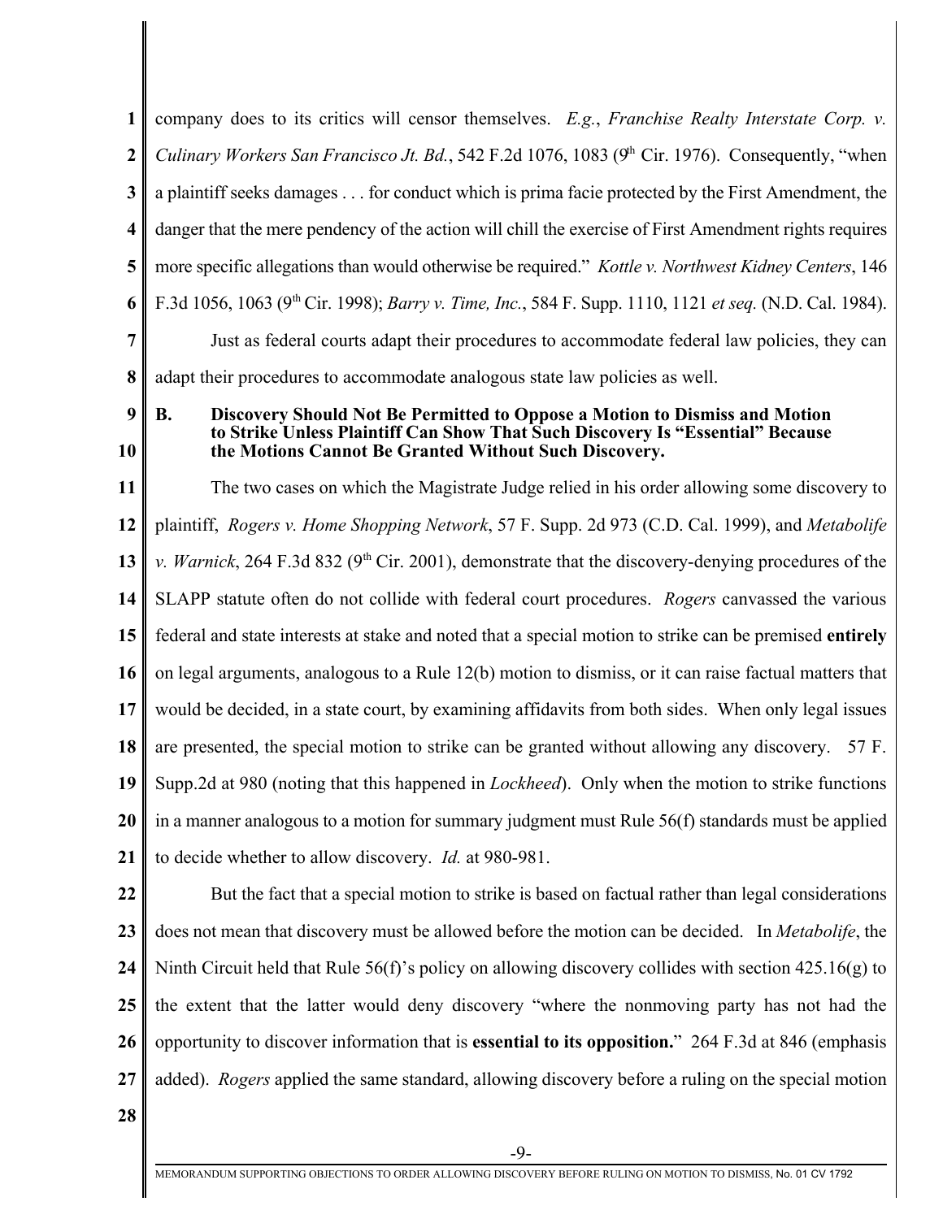company does to its critics will censor themselves. *E.g.*, *Franchise Realty Interstate Corp. v. Culinary Workers San Francisco Jt. Bd.*, 542 F.2d 1076, 1083 (9th Cir. 1976). Consequently, "when a plaintiff seeks damages . . . for conduct which is prima facie protected by the First Amendment, the danger that the mere pendency of the action will chill the exercise of First Amendment rights requires more specific allegations than would otherwise be required." *Kottle v. Northwest Kidney Centers*, 146 F.3d 1056, 1063 (9th Cir. 1998); *Barry v. Time, Inc.*, 584 F. Supp. 1110, 1121 *et seq.* (N.D. Cal. 1984).

Just as federal courts adapt their procedures to accommodate federal law policies, they can adapt their procedures to accommodate analogous state law policies as well.

### B. Discovery Should Not Be Permitted to Oppose a Motion to Dismiss and Motion to Strike Unless Plaintiff Can Show That Such Discovery Is "Essential" Because the Motions Cannot Be Granted Without Such Discovery.

The two cases on which the Magistrate Judge relied in his order allowing some discovery to plaintiff, *Rogers v. Home Shopping Network*, 57 F. Supp. 2d 973 (C.D. Cal. 1999), and *Metabolife v. Warnick*, 264 F.3d 832 (9th Cir. 2001), demonstrate that the discovery-denying procedures of the SLAPP statute often do not collide with federal court procedures. *Rogers* canvassed the various federal and state interests at stake and noted that a special motion to strike can be premised **entirely** on legal arguments, analogous to a Rule 12(b) motion to dismiss, or it can raise factual matters that would be decided, in a state court, by examining affidavits from both sides. When only legal issues are presented, the special motion to strike can be granted without allowing any discovery. 57 F. Supp.2d at 980 (noting that this happened in *Lockheed*). Only when the motion to strike functions in a manner analogous to a motion for summary judgment must Rule 56(f) standards must be applied to decide whether to allow discovery. *Id.* at 980-981.

But the fact that a special motion to strike is based on factual rather than legal considerations does not mean that discovery must be allowed before the motion can be decided. In *Metabolife*, the Ninth Circuit held that Rule 56(f)'s policy on allowing discovery collides with section 425.16(g) to the extent that the latter would deny discovery "where the nonmoving party has not had the opportunity to discover information that is **essential to its opposition.**" 264 F.3d at 846 (emphasis added). *Rogers* applied the same standard, allowing discovery before a ruling on the special motion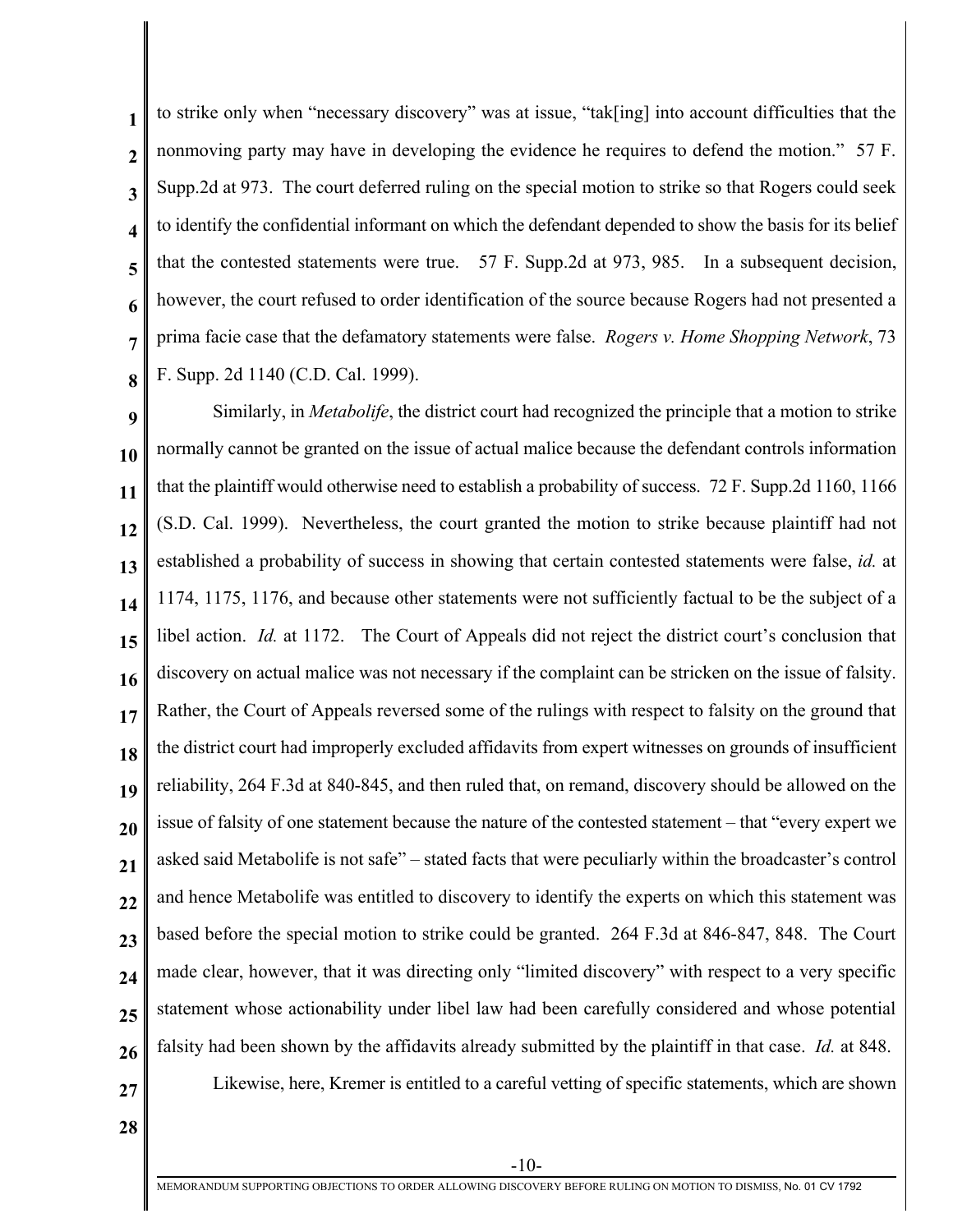to strike only when "necessary discovery" was at issue, "tak[ing] into account difficulties that the nonmoving party may have in developing the evidence he requires to defend the motion." 57 F. Supp.2d at 973. The court deferred ruling on the special motion to strike so that Rogers could seek to identify the confidential informant on which the defendant depended to show the basis for its belief that the contested statements were true. 57 F. Supp.2d at 973, 985. In a subsequent decision, however, the court refused to order identification of the source because Rogers had not presented a prima facie case that the defamatory statements were false. *Rogers v. Home Shopping Network*, 73 F. Supp. 2d 1140 (C.D. Cal. 1999).

Similarly, in *Metabolife*, the district court had recognized the principle that a motion to strike normally cannot be granted on the issue of actual malice because the defendant controls information that the plaintiff would otherwise need to establish a probability of success. 72 F. Supp.2d 1160, 1166 (S.D. Cal. 1999). Nevertheless, the court granted the motion to strike because plaintiff had not established a probability of success in showing that certain contested statements were false, *id.* at 1174, 1175, 1176, and because other statements were not sufficiently factual to be the subject of a libel action. *Id.* at 1172. The Court of Appeals did not reject the district court's conclusion that discovery on actual malice was not necessary if the complaint can be stricken on the issue of falsity. Rather, the Court of Appeals reversed some of the rulings with respect to falsity on the ground that the district court had improperly excluded affidavits from expert witnesses on grounds of insufficient reliability, 264 F.3d at 840-845, and then ruled that, on remand, discovery should be allowed on the issue of falsity of one statement because the nature of the contested statement – that "every expert we asked said Metabolife is not safe" – stated facts that were peculiarly within the broadcaster's control and hence Metabolife was entitled to discovery to identify the experts on which this statement was based before the special motion to strike could be granted. 264 F.3d at 846-847, 848. The Court made clear, however, that it was directing only "limited discovery" with respect to a very specific statement whose actionability under libel law had been carefully considered and whose potential falsity had been shown by the affidavits already submitted by the plaintiff in that case. *Id.* at 848.

Likewise, here, Kremer is entitled to a careful vetting of specific statements, which are shown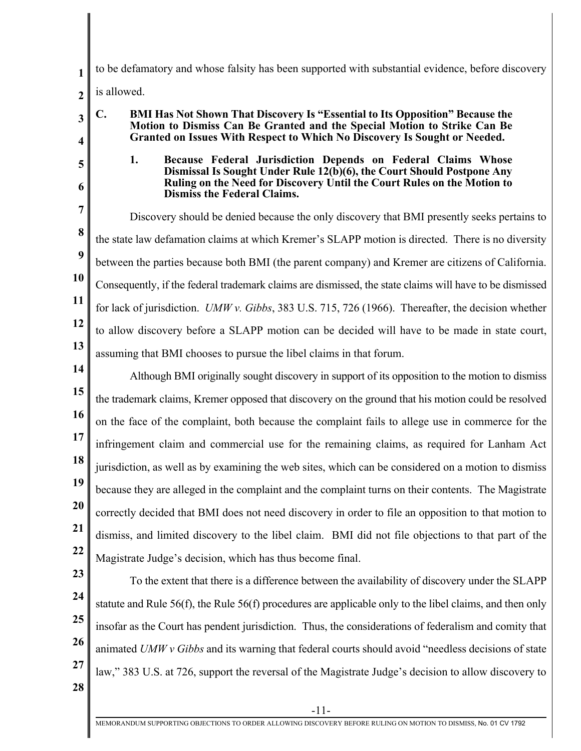to be defamatory and whose falsity has been supported with substantial evidence, before discovery is allowed.

**C. BMI Has Not Shown That Discovery Is "Essential to Its Opposition" Because the Motion to Dismiss Can Be Granted and the Special Motion to Strike Can Be Granted on Issues With Respect to Which No Discovery Is Sought or Needed.**

**1. Because Federal Jurisdiction Depends on Federal Claims Whose Dismissal Is Sought Under Rule 12(b)(6), the Court Should Postpone Any Ruling on the Need for Discovery Until the Court Rules on the Motion to Dismiss the Federal Claims.**

Discovery should be denied because the only discovery that BMI presently seeks pertains to the state law defamation claims at which Kremer's SLAPP motion is directed. There is no diversity between the parties because both BMI (the parent company) and Kremer are citizens of California. Consequently, if the federal trademark claims are dismissed, the state claims will have to be dismissed for lack of jurisdiction. *UMW v. Gibbs*, 383 U.S. 715, 726 (1966). Thereafter, the decision whether to allow discovery before a SLAPP motion can be decided will have to be made in state court, assuming that BMI chooses to pursue the libel claims in that forum.

Although BMI originally sought discovery in support of its opposition to the motion to dismiss the trademark claims, Kremer opposed that discovery on the ground that his motion could be resolved on the face of the complaint, both because the complaint fails to allege use in commerce for the infringement claim and commercial use for the remaining claims, as required for Lanham Act jurisdiction, as well as by examining the web sites, which can be considered on a motion to dismiss because they are alleged in the complaint and the complaint turns on their contents. The Magistrate correctly decided that BMI does not need discovery in order to file an opposition to that motion to dismiss, and limited discovery to the libel claim. BMI did not file objections to that part of the Magistrate Judge's decision, which has thus become final.

To the extent that there is a difference between the availability of discovery under the SLAPP statute and Rule 56(f), the Rule 56(f) procedures are applicable only to the libel claims, and then only insofar as the Court has pendent jurisdiction. Thus, the considerations of federalism and comity that animated *UMW v Gibbs* and its warning that federal courts should avoid "needless decisions of state law," 383 U.S. at 726, support the reversal of the Magistrate Judge's decision to allow discovery to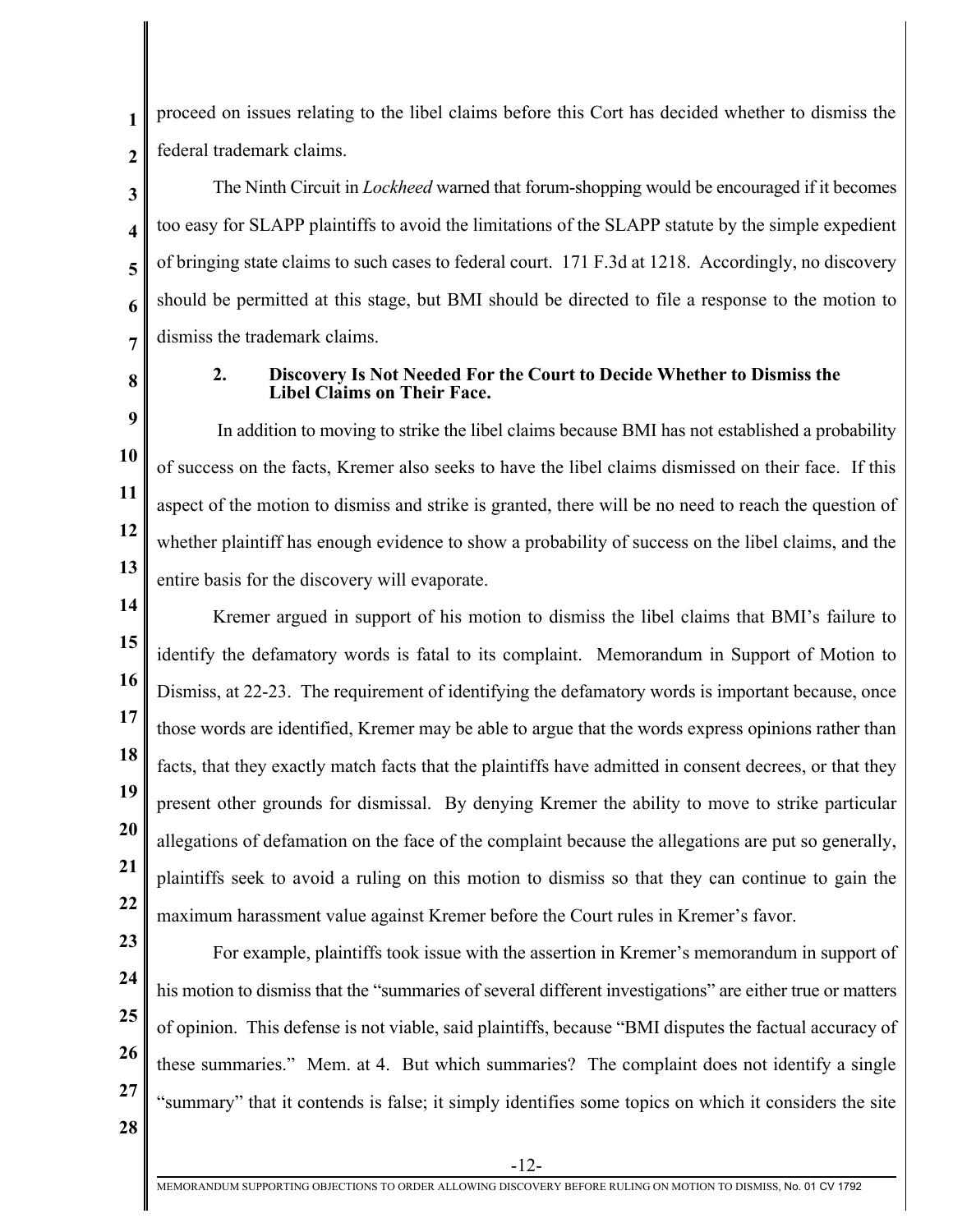proceed on issues relating to the libel claims before this Cort has decided whether to dismiss the federal trademark claims.

The Ninth Circuit in *Lockheed* warned that forum-shopping would be encouraged if it becomes too easy for SLAPP plaintiffs to avoid the limitations of the SLAPP statute by the simple expedient of bringing state claims to such cases to federal court. 171 F.3d at 1218. Accordingly, no discovery should be permitted at this stage, but BMI should be directed to file a response to the motion to dismiss the trademark claims.

**2. Discovery Is Not Needed For the Court to Decide Whether to Dismiss the Libel Claims on Their Face.**

In addition to moving to strike the libel claims because BMI has not established a probability of success on the facts, Kremer also seeks to have the libel claims dismissed on their face. If this aspect of the motion to dismiss and strike is granted, there will be no need to reach the question of whether plaintiff has enough evidence to show a probability of success on the libel claims, and the entire basis for the discovery will evaporate.

Kremer argued in support of his motion to dismiss the libel claims that BMI's failure to identify the defamatory words is fatal to its complaint. Memorandum in Support of Motion to Dismiss, at 22-23. The requirement of identifying the defamatory words is important because, once those words are identified, Kremer may be able to argue that the words express opinions rather than facts, that they exactly match facts that the plaintiffs have admitted in consent decrees, or that they present other grounds for dismissal. By denying Kremer the ability to move to strike particular allegations of defamation on the face of the complaint because the allegations are put so generally, plaintiffs seek to avoid a ruling on this motion to dismiss so that they can continue to gain the maximum harassment value against Kremer before the Court rules in Kremer's favor.

For example, plaintiffs took issue with the assertion in Kremer's memorandum in support of his motion to dismiss that the "summaries of several different investigations" are either true or matters of opinion. This defense is not viable, said plaintiffs, because "BMI disputes the factual accuracy of these summaries." Mem. at 4. But which summaries? The complaint does not identify a single "summary" that it contends is false; it simply identifies some topics on which it considers the site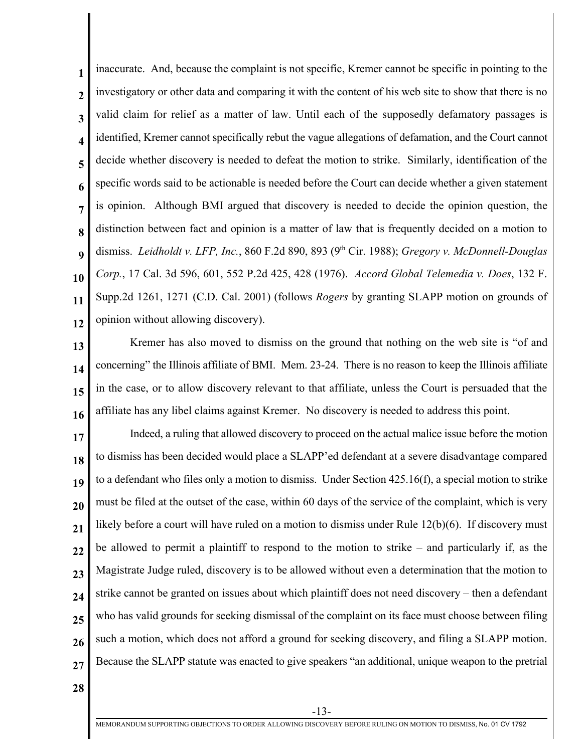inaccurate. And, because the complaint is not specific, Kremer cannot be specific in pointing to the investigatory or other data and comparing it with the content of his web site to show that there is no valid claim for relief as a matter of law. Until each of the supposedly defamatory passages is identified, Kremer cannot specifically rebut the vague allegations of defamation, and the Court cannot decide whether discovery is needed to defeat the motion to strike. Similarly, identification of the specific words said to be actionable is needed before the Court can decide whether a given statement is opinion. Although BMI argued that discovery is needed to decide the opinion question, the distinction between fact and opinion is a matter of law that is frequently decided on a motion to dismiss. *Leidholdt v. LFP, Inc.*, 860 F.2d 890, 893 (9th Cir. 1988); *Gregory v. McDonnell-Douglas Corp.*, 17 Cal. 3d 596, 601, 552 P.2d 425, 428 (1976). *Accord Global Telemedia v. Does*, 132 F. Supp.2d 1261, 1271 (C.D. Cal. 2001) (follows *Rogers* by granting SLAPP motion on grounds of opinion without allowing discovery).

Kremer has also moved to dismiss on the ground that nothing on the web site is "of and concerning" the Illinois affiliate of BMI. Mem. 23-24. There is no reason to keep the Illinois affiliate in the case, or to allow discovery relevant to that affiliate, unless the Court is persuaded that the affiliate has any libel claims against Kremer. No discovery is needed to address this point.

Indeed, a ruling that allowed discovery to proceed on the actual malice issue before the motion to dismiss has been decided would place a SLAPP'ed defendant at a severe disadvantage compared to a defendant who files only a motion to dismiss. Under Section 425.16(f), a special motion to strike must be filed at the outset of the case, within 60 days of the service of the complaint, which is very likely before a court will have ruled on a motion to dismiss under Rule 12(b)(6). If discovery must be allowed to permit a plaintiff to respond to the motion to strike – and particularly if, as the Magistrate Judge ruled, discovery is to be allowed without even a determination that the motion to strike cannot be granted on issues about which plaintiff does not need discovery – then a defendant who has valid grounds for seeking dismissal of the complaint on its face must choose between filing such a motion, which does not afford a ground for seeking discovery, and filing a SLAPP motion. Because the SLAPP statute was enacted to give speakers "an additional, unique weapon to the pretrial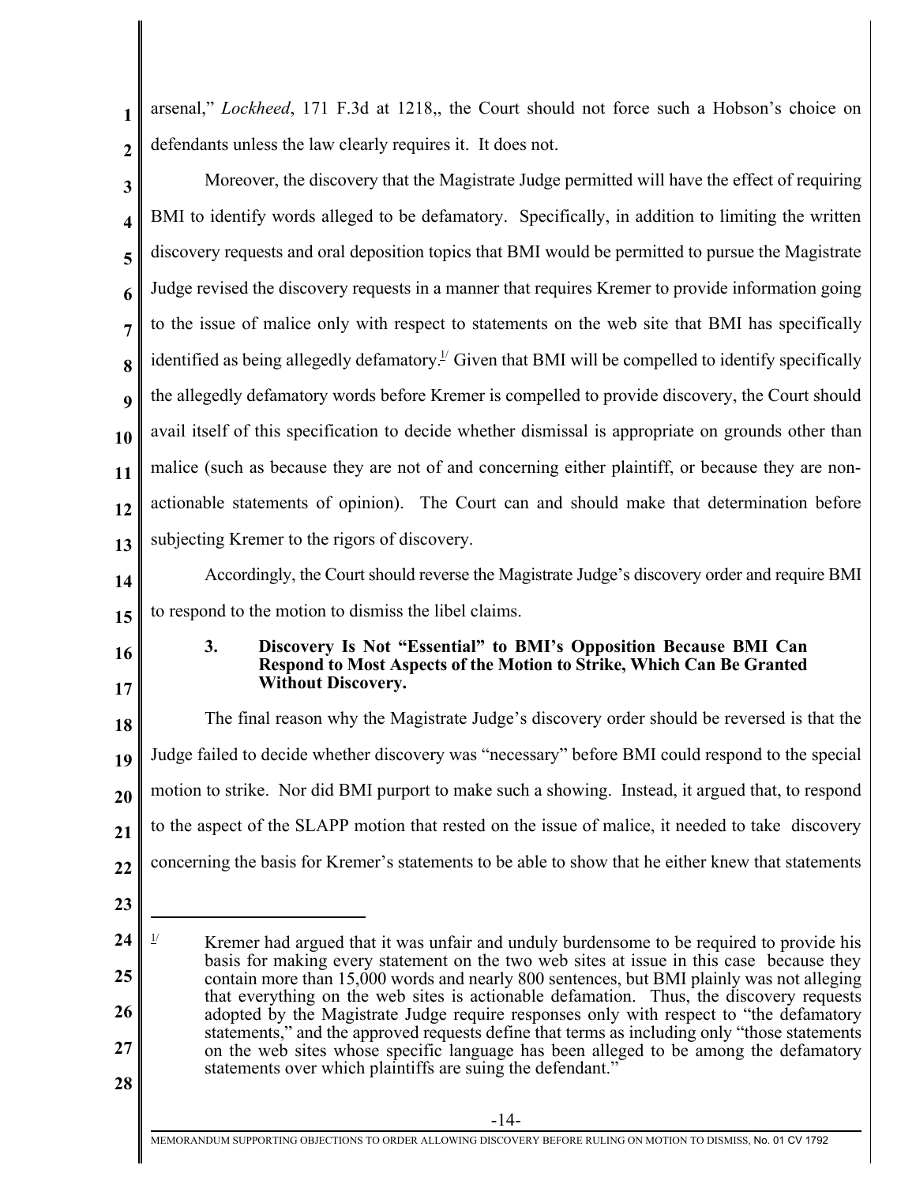arsenal," *Lockheed*, 171 F.3d at 1218,, the Court should not force such a Hobson's choice on defendants unless the law clearly requires it. It does not.

Moreover, the discovery that the Magistrate Judge permitted will have the effect of requiring BMI to identify words alleged to be defamatory. Specifically, in addition to limiting the written discovery requests and oral deposition topics that BMI would be permitted to pursue the Magistrate Judge revised the discovery requests in a manner that requires Kremer to provide information going to the issue of malice only with respect to statements on the web site that BMI has specifically identified as being allegedly defamatory.[1] Given that BMI will be compelled to identify specifically the allegedly defamatory words before Kremer is compelled to provide discovery, the Court should avail itself of this specification to decide whether dismissal is appropriate on grounds other than malice (such as because they are not of and concerning either plaintiff, or because they are non-actionable statements of opinion). The Court can and should make that determination before subjecting Kremer to the rigors of discovery.

Accordingly, the Court should reverse the Magistrate Judge's discovery order and require BMI to respond to the motion to dismiss the libel claims.

### 3. Discovery Is Not "Essential" to BMI's Opposition Because BMI Can Respond to Most Aspects of the Motion to Strike, Which Can Be Granted Without Discovery.

The final reason why the Magistrate Judge's discovery order should be reversed is that the Judge failed to decide whether discovery was "necessary" before BMI could respond to the special motion to strike. Nor did BMI purport to make such a showing. Instead, it argued that, to respond to the aspect of the SLAPP motion that rested on the issue of malice, it needed to take discovery concerning the basis for Kremer's statements to be able to show that he either knew that statements

---

[1] Kremer had argued that it was unfair and unduly burdensome to be required to provide his basis for making every statement on the two web sites at issue in this case because they contain more than 15,000 words and nearly 800 sentences, but BMI plainly was not alleging that everything on the web sites is actionable defamation. Thus, the discovery requests adopted by the Magistrate Judge require responses only with respect to "the defamatory statements," and the approved requests define that terms as including only "those statements on the web sites whose specific language has been alleged to be among the defamatory statements over which plaintiffs are suing the defendant."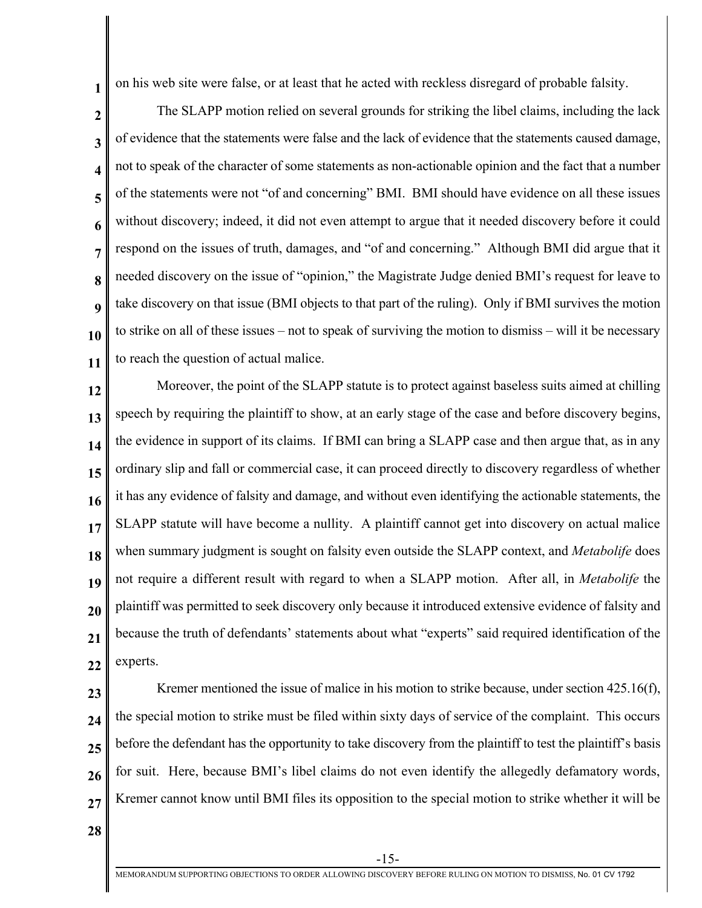on his web site were false, or at least that he acted with reckless disregard of probable falsity.

The SLAPP motion relied on several grounds for striking the libel claims, including the lack of evidence that the statements were false and the lack of evidence that the statements caused damage, not to speak of the character of some statements as non-actionable opinion and the fact that a number of the statements were not "of and concerning" BMI. BMI should have evidence on all these issues without discovery; indeed, it did not even attempt to argue that it needed discovery before it could respond on the issues of truth, damages, and "of and concerning." Although BMI did argue that it needed discovery on the issue of "opinion," the Magistrate Judge denied BMI's request for leave to take discovery on that issue (BMI objects to that part of the ruling). Only if BMI survives the motion to strike on all of these issues – not to speak of surviving the motion to dismiss – will it be necessary to reach the question of actual malice.

Moreover, the point of the SLAPP statute is to protect against baseless suits aimed at chilling speech by requiring the plaintiff to show, at an early stage of the case and before discovery begins, the evidence in support of its claims. If BMI can bring a SLAPP case and then argue that, as in any ordinary slip and fall or commercial case, it can proceed directly to discovery regardless of whether it has any evidence of falsity and damage, and without even identifying the actionable statements, the SLAPP statute will have become a nullity. A plaintiff cannot get into discovery on actual malice when summary judgment is sought on falsity even outside the SLAPP context, and *Metabolife* does not require a different result with regard to when a SLAPP motion. After all, in *Metabolife* the plaintiff was permitted to seek discovery only because it introduced extensive evidence of falsity and because the truth of defendants' statements about what "experts" said required identification of the experts.

Kremer mentioned the issue of malice in his motion to strike because, under section 425.16(f), the special motion to strike must be filed within sixty days of service of the complaint. This occurs before the defendant has the opportunity to take discovery from the plaintiff to test the plaintiff's basis for suit. Here, because BMI's libel claims do not even identify the allegedly defamatory words, Kremer cannot know until BMI files its opposition to the special motion to strike whether it will be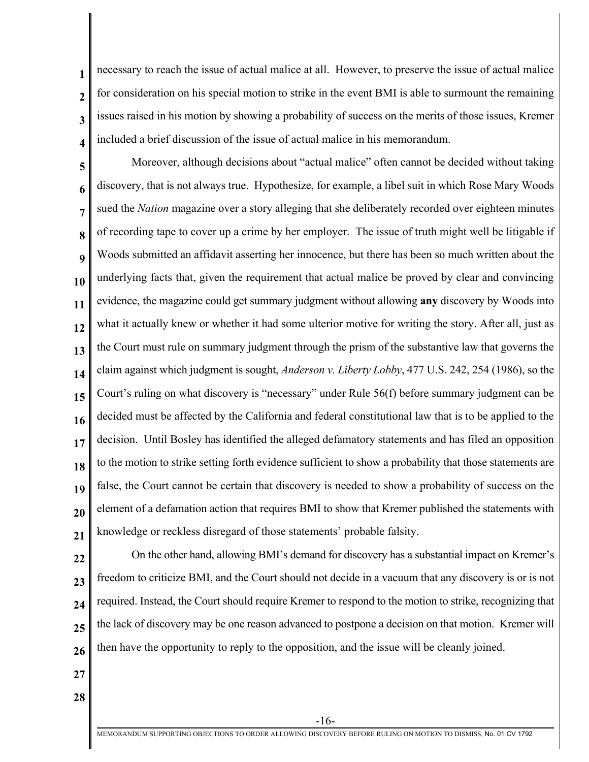necessary to reach the issue of actual malice at all. However, to preserve the issue of actual malice for consideration on his special motion to strike in the event BMI is able to surmount the remaining issues raised in his motion by showing a probability of success on the merits of those issues, Kremer included a brief discussion of the issue of actual malice in his memorandum.

Moreover, although decisions about "actual malice" often cannot be decided without taking discovery, that is not always true. Hypothesize, for example, a libel suit in which Rose Mary Woods sued the *Nation* magazine over a story alleging that she deliberately recorded over eighteen minutes of recording tape to cover up a crime by her employer. The issue of truth might well be litigable if Woods submitted an affidavit asserting her innocence, but there has been so much written about the underlying facts that, given the requirement that actual malice be proved by clear and convincing evidence, the magazine could get summary judgment without allowing **any** discovery by Woods into what it actually knew or whether it had some ulterior motive for writing the story. After all, just as the Court must rule on summary judgment through the prism of the substantive law that governs the claim against which judgment is sought, *Anderson v. Liberty Lobby*, 477 U.S. 242, 254 (1986), so the Court's ruling on what discovery is "necessary" under Rule 56(f) before summary judgment can be decided must be affected by the California and federal constitutional law that is to be applied to the decision. Until Bosley has identified the alleged defamatory statements and has filed an opposition to the motion to strike setting forth evidence sufficient to show a probability that those statements are false, the Court cannot be certain that discovery is needed to show a probability of success on the element of a defamation action that requires BMI to show that Kremer published the statements with knowledge or reckless disregard of those statements' probable falsity.

On the other hand, allowing BMI's demand for discovery has a substantial impact on Kremer's freedom to criticize BMI, and the Court should not decide in a vacuum that any discovery is or is not required. Instead, the Court should require Kremer to respond to the motion to strike, recognizing that the lack of discovery may be one reason advanced to postpone a decision on that motion. Kremer will then have the opportunity to reply to the opposition, and the issue will be cleanly joined.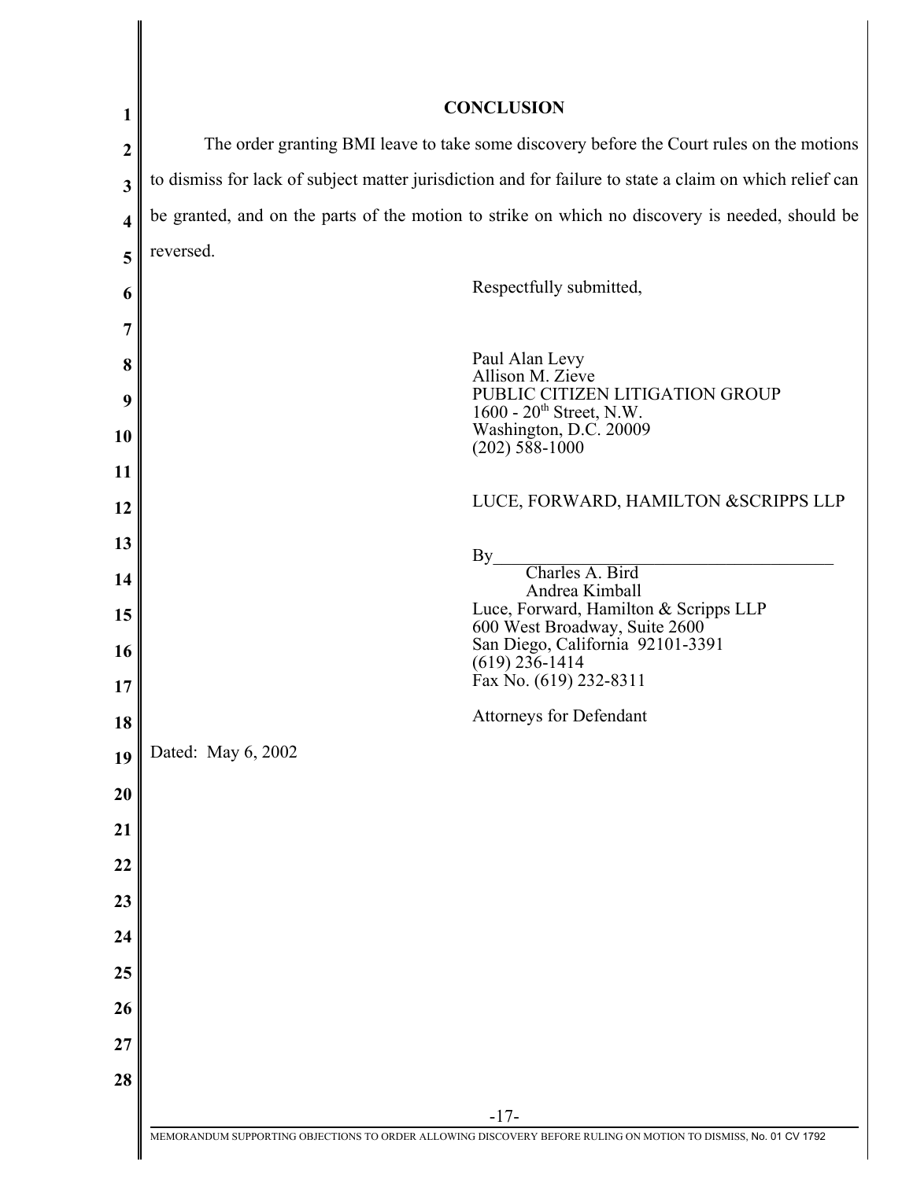## CONCLUSION

The order granting BMI leave to take some discovery before the Court rules on the motions to dismiss for lack of subject matter jurisdiction and for failure to state a claim on which relief can be granted, and on the parts of the motion to strike on which no discovery is needed, should be reversed.

Respectfully submitted,

Paul Alan Levy
Allison M. Zieve
PUBLIC CITIZEN LITIGATION GROUP
1600 - 20th Street, N.W.
Washington, D.C. 20009
(202) 588-1000

LUCE, FORWARD, HAMILTON &SCRIPPS LLP

By_____________________________________
Charles A. Bird
Andrea Kimball
Luce, Forward, Hamilton & Scripps LLP
600 West Broadway, Suite 2600
San Diego, California 92101-3391
(619) 236-1414
Fax No. (619) 232-8311

Attorneys for Defendant

Dated: May 6, 2002

MEMORANDUM SUPPORTING OBJECTIONS TO ORDER ALLOWING DISCOVERY BEFORE RULING ON MOTION TO DISMISS, No. 01 CV 1792